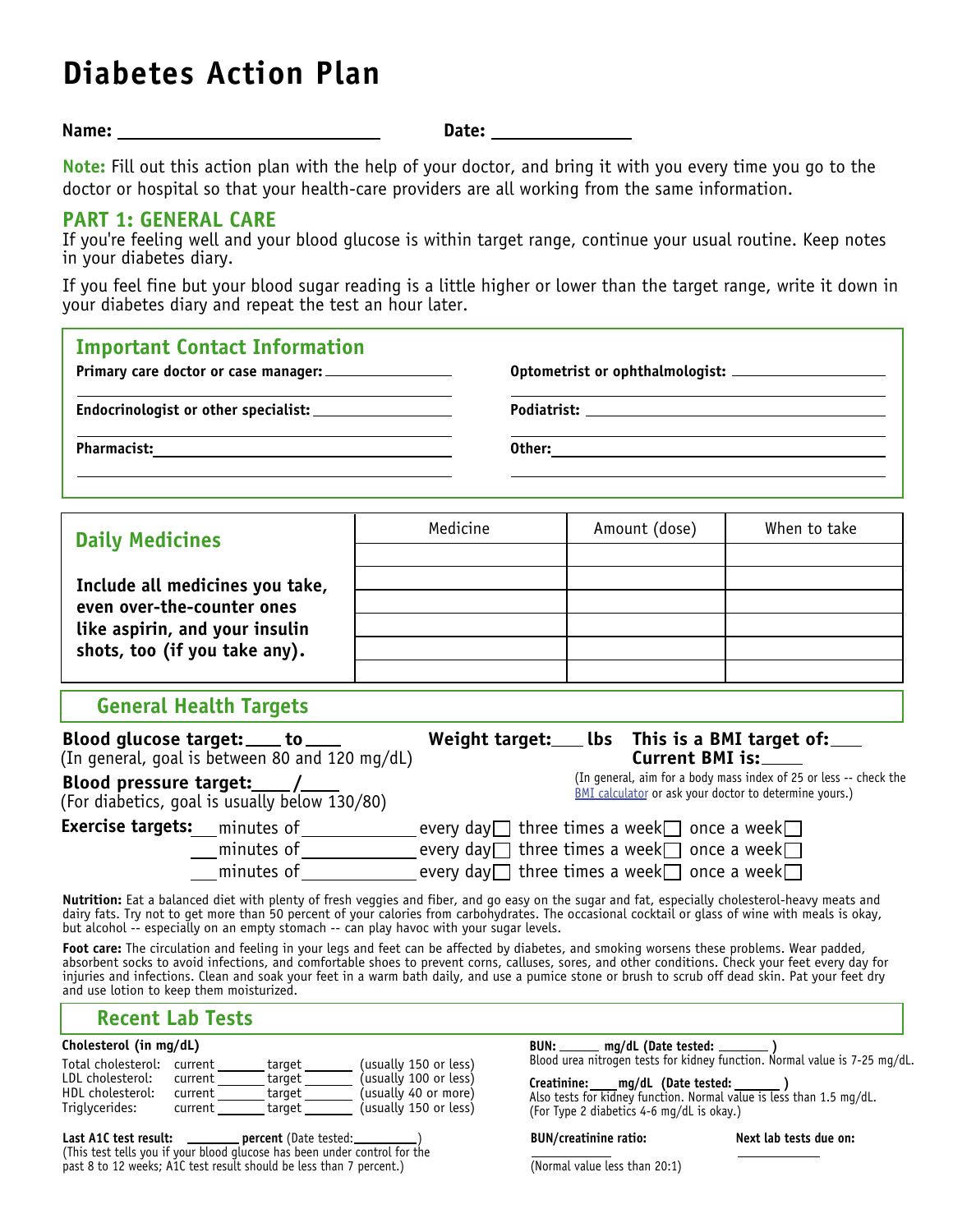# Diabetes Action Plan

**Name:** ____________________________ **Date:** ______________

**Note:** Fill out this action plan with the help of your doctor, and bring it with you every time you go to the doctor or hospital so that your health-care providers are all working from the same information.

## PART 1: GENERAL CARE

If you're feeling well and your blood glucose is within target range, continue your usual routine. Keep notes in your diabetes diary.

If you feel fine but your blood sugar reading is a little higher or lower than the target range, write it down in your diabetes diary and repeat the test an hour later.

### Important Contact Information

**Primary care doctor or case manager:** ______________

**Endocrinologist or other specialist:** ______________

**Pharmacist:** ______________

**Optometrist or ophthalmologist:** ______________

**Podiatrist:** ______________

**Other:** ______________

### Daily Medicines

**Include all medicines you take, even over-the-counter ones like aspirin, and your insulin shots, too (if you take any).**

| Medicine | Amount (dose) | When to take |
|---|---|---|
| | | |
| | | |
| | | |
| | | |
| | | |
| | | |

### General Health Targets

**Blood glucose target:** ____ **to** ____
(In general, goal is between 80 and 120 mg/dL)

**Weight target:** ____ **lbs** **This is a BMI target of:** ____
**Current BMI is:** ____
(In general, aim for a body mass index of 25 or less -- check the BMI calculator or ask your doctor to determine yours.)

**Blood pressure target:** ____ **/** ____
(For diabetics, goal is usually below 130/80)

**Exercise targets:**
___ minutes of ____________ every day ☐ three times a week ☐ once a week ☐
___ minutes of ____________ every day ☐ three times a week ☐ once a week ☐
___ minutes of ____________ every day ☐ three times a week ☐ once a week ☐

**Nutrition:** Eat a balanced diet with plenty of fresh veggies and fiber, and go easy on the sugar and fat, especially cholesterol-heavy meats and dairy fats. Try not to get more than 50 percent of your calories from carbohydrates. The occasional cocktail or glass of wine with meals is okay, but alcohol -- especially on an empty stomach -- can play havoc with your sugar levels.

**Foot care:** The circulation and feeling in your legs and feet can be affected by diabetes, and smoking worsens these problems. Wear padded, absorbent socks to avoid infections, and comfortable shoes to prevent corns, calluses, sores, and other conditions. Check your feet every day for injuries and infections. Clean and soak your feet in a warm bath daily, and use a pumice stone or brush to scrub off dead skin. Pat your feet dry and use lotion to keep them moisturized.

### Recent Lab Tests

**Cholesterol (in mg/dL)**

| | | | |
|---|---|---|---|
| Total cholesterol: | current ______ | target ______ | (usually 150 or less) |
| LDL cholesterol: | current ______ | target ______ | (usually 100 or less) |
| HDL cholesterol: | current ______ | target ______ | (usually 40 or more) |
| Triglycerides: | current ______ | target ______ | (usually 150 or less) |

**Last A1C test result:** ________ **percent** (Date tested: __________)
(This test tells you if your blood glucose has been under control for the past 8 to 12 weeks; A1C test result should be less than 7 percent.)

**BUN:** ______ **mg/dL (Date tested:** _______ **)**
Blood urea nitrogen tests for kidney function. Normal value is 7-25 mg/dL.

**Creatinine:** ____ **mg/dL (Date tested:** _______ **)**
Also tests for kidney function. Normal value is less than 1.5 mg/dL. (For Type 2 diabetics 4-6 mg/dL is okay.)

**BUN/creatinine ratio:** ____________
(Normal value less than 20:1)

**Next lab tests due on:** ____________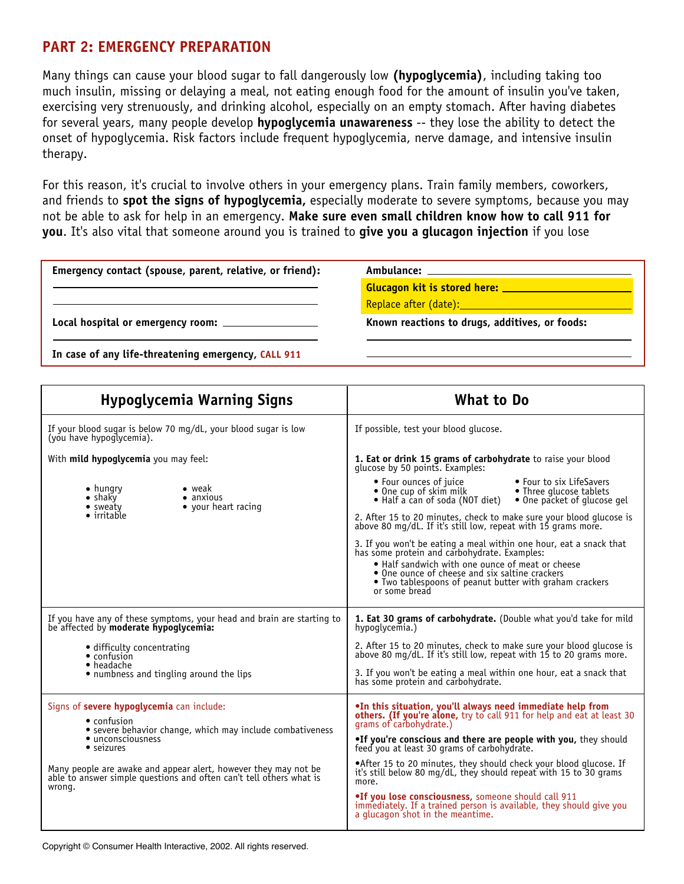## PART 2: EMERGENCY PREPARATION

Many things can cause your blood sugar to fall dangerously low **(hypoglycemia)**, including taking too much insulin, missing or delaying a meal, not eating enough food for the amount of insulin you've taken, exercising very strenuously, and drinking alcohol, especially on an empty stomach. After having diabetes for several years, many people develop **hypoglycemia unawareness** -- they lose the ability to detect the onset of hypoglycemia. Risk factors include frequent hypoglycemia, nerve damage, and intensive insulin therapy.

For this reason, it's crucial to involve others in your emergency plans. Train family members, coworkers, and friends to **spot the signs of hypoglycemia,** especially moderate to severe symptoms, because you may not be able to ask for help in an emergency. **Make sure even small children know how to call 911 for you**. It's also vital that someone around you is trained to **give you a glucagon injection** if you lose

| | |
|---|---|
| **Emergency contact (spouse, parent, relative, or friend):** ____________ ____________ | **Ambulance:** ____________ |
| | **Glucagon kit is stored here:** ____________ |
| | Replace after (date): ____________ |
| **Local hospital or emergency room:** ____________ ____________ | **Known reactions to drugs, additives, or foods:** ____________ ____________ |
| **In case of any life-threatening emergency, CALL 911** | |

| Hypoglycemia Warning Signs | What to Do |
|---|---|
| If your blood sugar is below 70 mg/dL, your blood sugar is low (you have hypoglycemia).<br><br>With **mild hypoglycemia** you may feel:<br>• hungry<br>• shaky<br>• sweaty<br>• irritable<br>• weak<br>• anxious<br>• your heart racing | If possible, test your blood glucose.<br><br>**1. Eat or drink 15 grams of carbohydrate** to raise your blood glucose by 50 points. Examples:<br>• Four ounces of juice<br>• One cup of skim milk<br>• Half a can of soda (NOT diet)<br>• Four to six LifeSavers<br>• Three glucose tablets<br>• One packet of glucose gel<br><br>2. After 15 to 20 minutes, check to make sure your blood glucose is above 80 mg/dL. If it's still low, repeat with 15 grams more.<br><br>3. If you won't be eating a meal within one hour, eat a snack that has some protein and carbohydrate. Examples:<br>• Half sandwich with one ounce of meat or cheese<br>• One ounce of cheese and six saltine crackers<br>• Two tablespoons of peanut butter with graham crackers or some bread |
| If you have any of these symptoms, your head and brain are starting to be affected by **moderate hypoglycemia:**<br><br>• difficulty concentrating<br>• confusion<br>• headache<br>• numbness and tingling around the lips | **1. Eat 30 grams of carbohydrate.** (Double what you'd take for mild hypoglycemia.)<br><br>2. After 15 to 20 minutes, check to make sure your blood glucose is above 80 mg/dL. If it's still low, repeat with 15 to 20 grams more.<br><br>3. If you won't be eating a meal within one hour, eat a snack that has some protein and carbohydrate. |
| Signs of **severe hypoglycemia** can include:<br><br>• confusion<br>• severe behavior change, which may include combativeness<br>• unconsciousness<br>• seizures<br><br>Many people are awake and appear alert, however they may not be able to answer simple questions and often can't tell others what is wrong. | **•In this situation, you'll always need immediate help from others. (If you're alone,** try to call 911 for help and eat at least 30 grams of carbohydrate.)<br><br>**•If you're conscious and there are people with you,** they should feed you at least 30 grams of carbohydrate.<br><br>•After 15 to 20 minutes, they should check your blood glucose. If it's still below 80 mg/dL, they should repeat with 15 to 30 grams more.<br><br>**•If you lose consciousness,** someone should call 911 immediately. If a trained person is available, they should give you a glucagon shot in the meantime. |

Copyright © Consumer Health Interactive, 2002. All rights reserved.